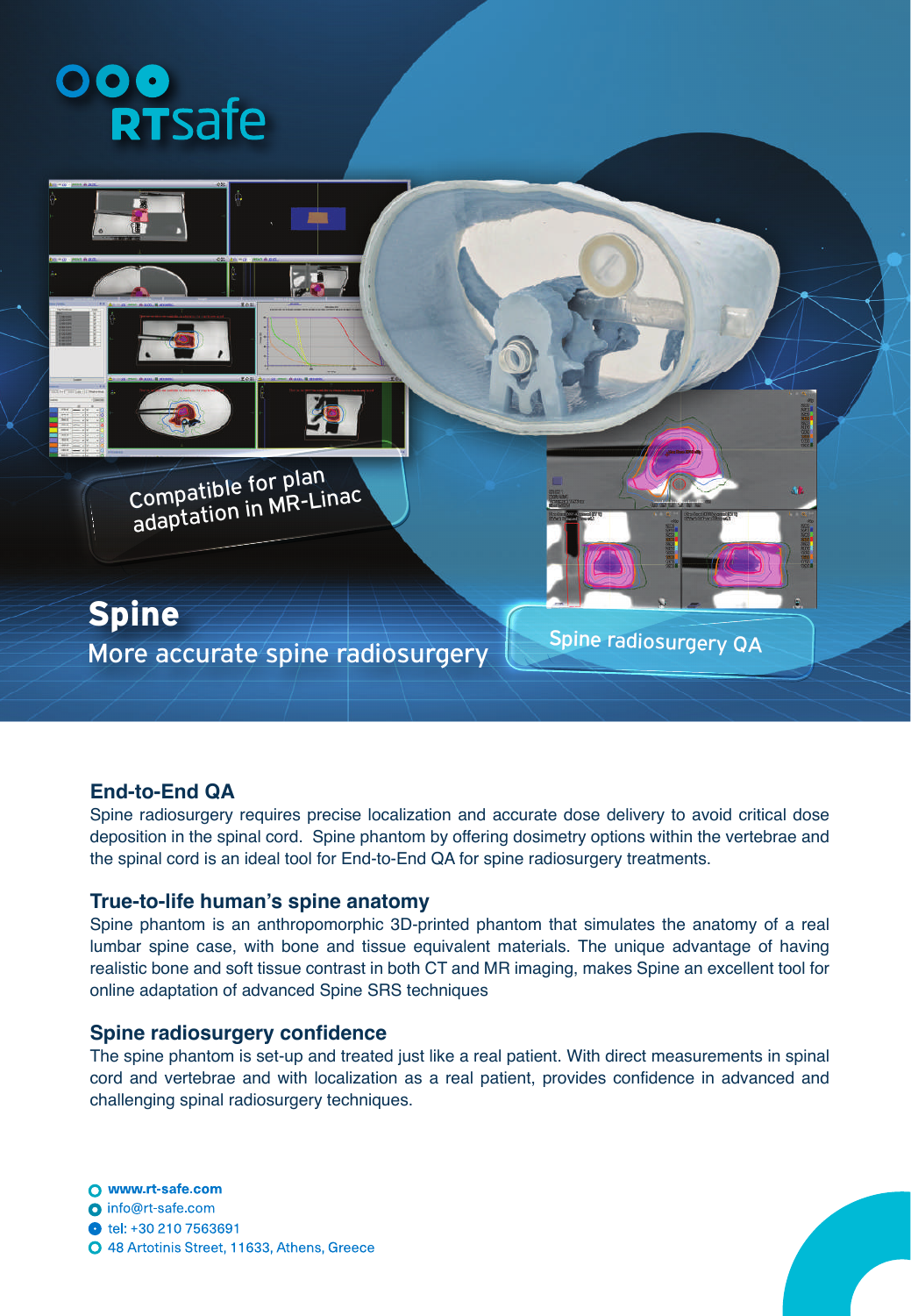RTsafe

Compatible for plan adaptation in MR-Linac

# Spine

More accurate spine radiosurgery

Spine radiosurgery QA

## End-to-End QA

Spine radiosurgery requires precise localization and accurate dose delivery to avoid critical dose deposition in the spinal cord. Spine phantom by offering dosimetry options within the vertebrae and the spinal cord is an ideal tool for End-to-End QA for spine radiosurgery treatments.

## True-to-life human's spine anatomy

Spine phantom is an anthropomorphic 3D-printed phantom that simulates the anatomy of a real lumbar spine case, with bone and tissue equivalent materials. The unique advantage of having realistic bone and soft tissue contrast in both CT and MR imaging, makes Spine an excellent tool for online adaptation of advanced Spine SRS techniques

## Spine radiosurgery confidence

The spine phantom is set-up and treated just like a real patient. With direct measurements in spinal cord and vertebrae and with localization as a real patient, provides confidence in advanced and challenging spinal radiosurgery techniques.

- **www.rt-safe.com**
- info@rt-safe.com
- tel: +30 210 7563691
- 48 Artotinis Street, 11633, Athens, Greece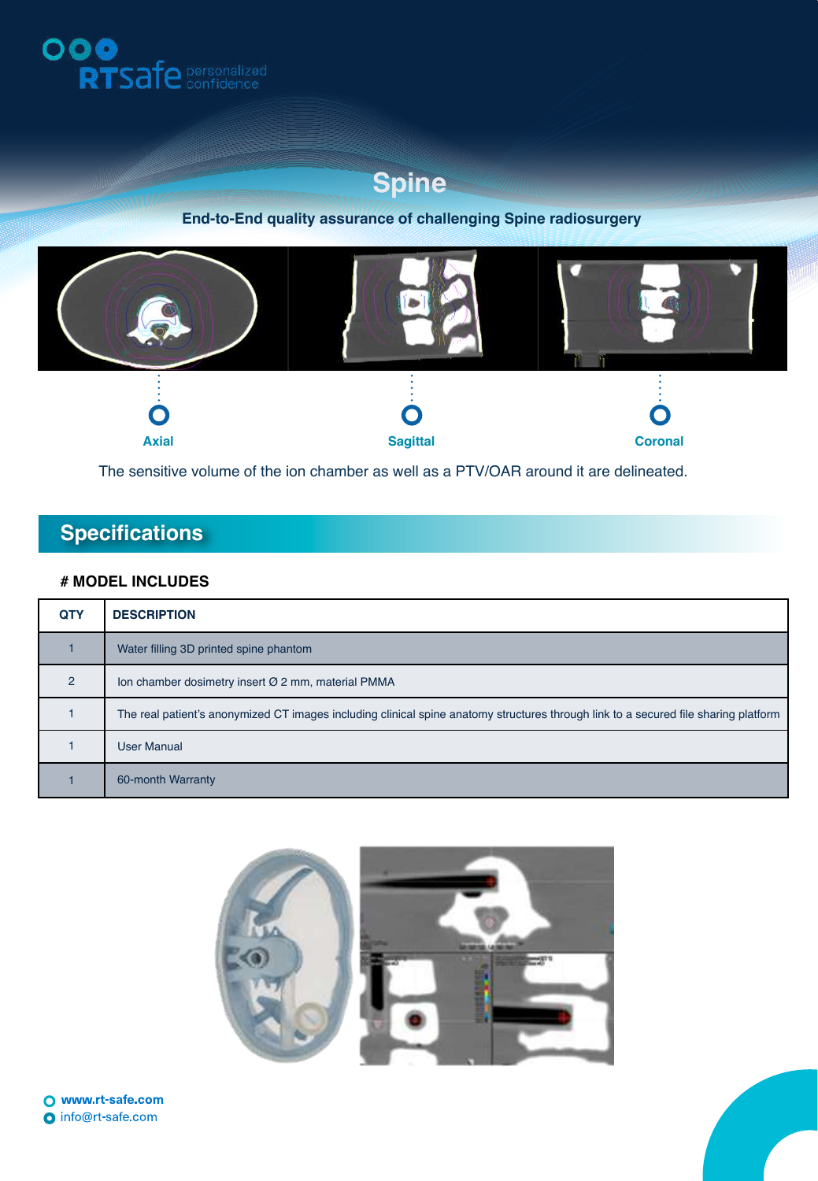# Spine

**End-to-End quality assurance of challenging Spine radiosurgery**

Axial

Sagittal

Coronal

The sensitive volume of the ion chamber as well as a PTV/OAR around it are delineated.

## Specifications

### # MODEL INCLUDES

| QTY | DESCRIPTION |
|---|---|
| 1 | Water filling 3D printed spine phantom |
| 2 | Ion chamber dosimetry insert Ø 2 mm, material PMMA |
| 1 | The real patient's anonymized CT images including clinical spine anatomy structures through link to a secured file sharing platform |
| 1 | User Manual |
| 1 | 60-month Warranty |

**www.rt-safe.com**

info@rt-safe.com